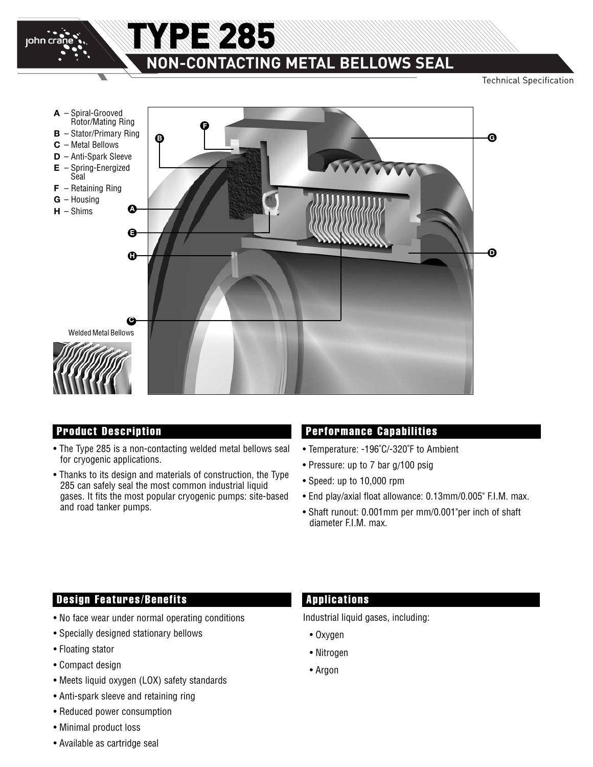# TYPE 285

## NON-CONTACTING METAL BELLOWS SEAL

Technical Specification

- **A** – Spiral-Grooved Rotor/Mating Ring
- **B** – Stator/Primary Ring
- **C** – Metal Bellows
- **D** – Anti-Spark Sleeve
- **E** – Spring-Energized Seal
- **F** – Retaining Ring
- **G** – Housing
- **H** – Shims

Welded Metal Bellows

### Product Description

- The Type 285 is a non-contacting welded metal bellows seal for cryogenic applications.
- Thanks to its design and materials of construction, the Type 285 can safely seal the most common industrial liquid gases. It fits the most popular cryogenic pumps: site-based and road tanker pumps.

### Performance Capabilities

- Temperature: -196˚C/-320˚F to Ambient
- Pressure: up to 7 bar g/100 psig
- Speed: up to 10,000 rpm
- End play/axial float allowance: 0.13mm/0.005" F.I.M. max.
- Shaft runout: 0.001mm per mm/0.001"per inch of shaft diameter F.I.M. max.

### Design Features/Benefits

- No face wear under normal operating conditions
- Specially designed stationary bellows
- Floating stator
- Compact design
- Meets liquid oxygen (LOX) safety standards
- Anti-spark sleeve and retaining ring
- Reduced power consumption
- Minimal product loss
- Available as cartridge seal

### Applications

Industrial liquid gases, including:

- Oxygen
- Nitrogen
- Argon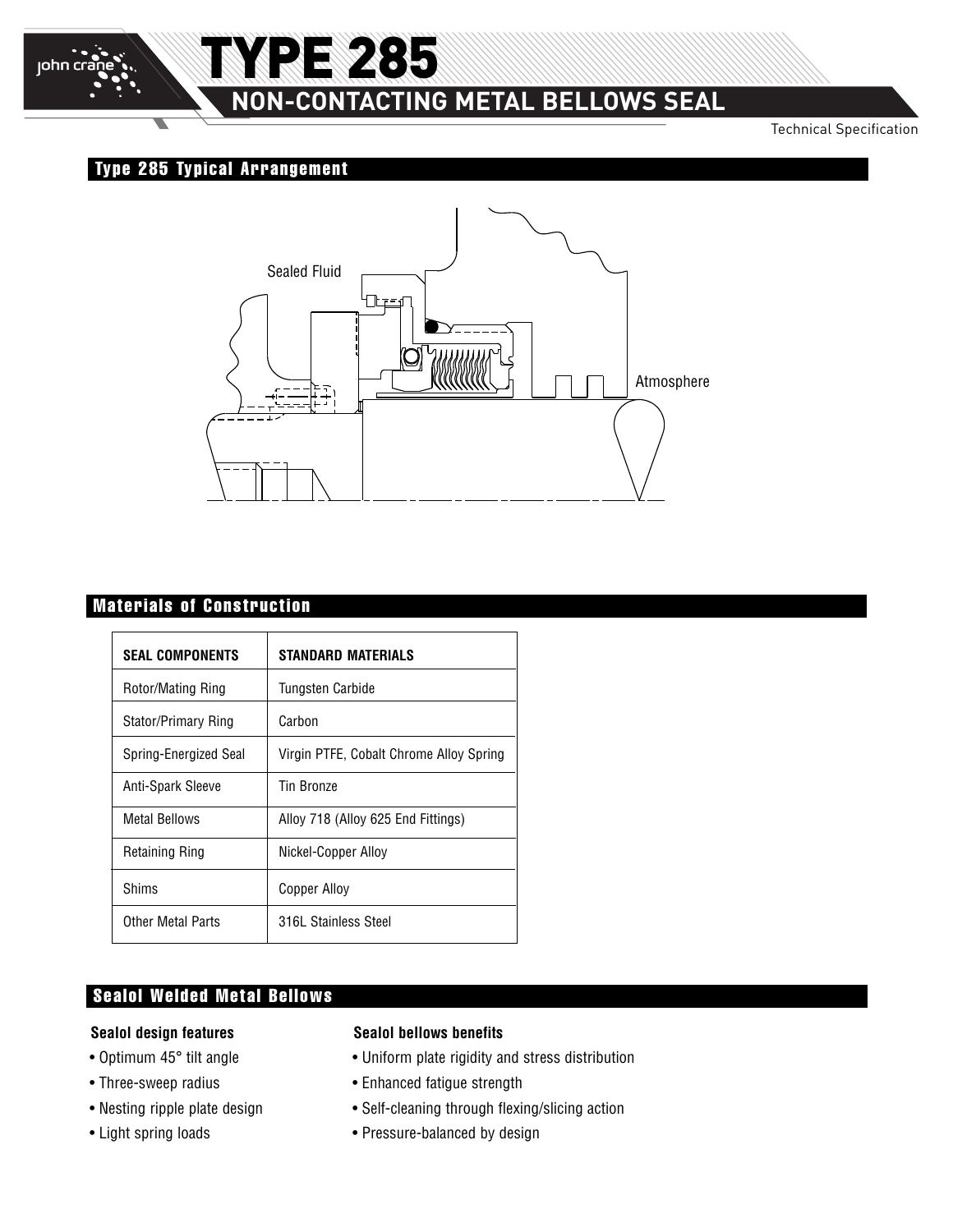# TYPE 285

## NON-CONTACTING METAL BELLOWS SEAL

Technical Specification

### Type 285 Typical Arrangement

Sealed Fluid

Atmosphere

### Materials of Construction

| SEAL COMPONENTS | STANDARD MATERIALS |
| --- | --- |
| Rotor/Mating Ring | Tungsten Carbide |
| Stator/Primary Ring | Carbon |
| Spring-Energized Seal | Virgin PTFE, Cobalt Chrome Alloy Spring |
| Anti-Spark Sleeve | Tin Bronze |
| Metal Bellows | Alloy 718 (Alloy 625 End Fittings) |
| Retaining Ring | Nickel-Copper Alloy |
| Shims | Copper Alloy |
| Other Metal Parts | 316L Stainless Steel |

### Sealol Welded Metal Bellows

**Sealol design features**

- Optimum 45° tilt angle
- Three-sweep radius
- Nesting ripple plate design
- Light spring loads

**Sealol bellows benefits**

- Uniform plate rigidity and stress distribution
- Enhanced fatigue strength
- Self-cleaning through flexing/slicing action
- Pressure-balanced by design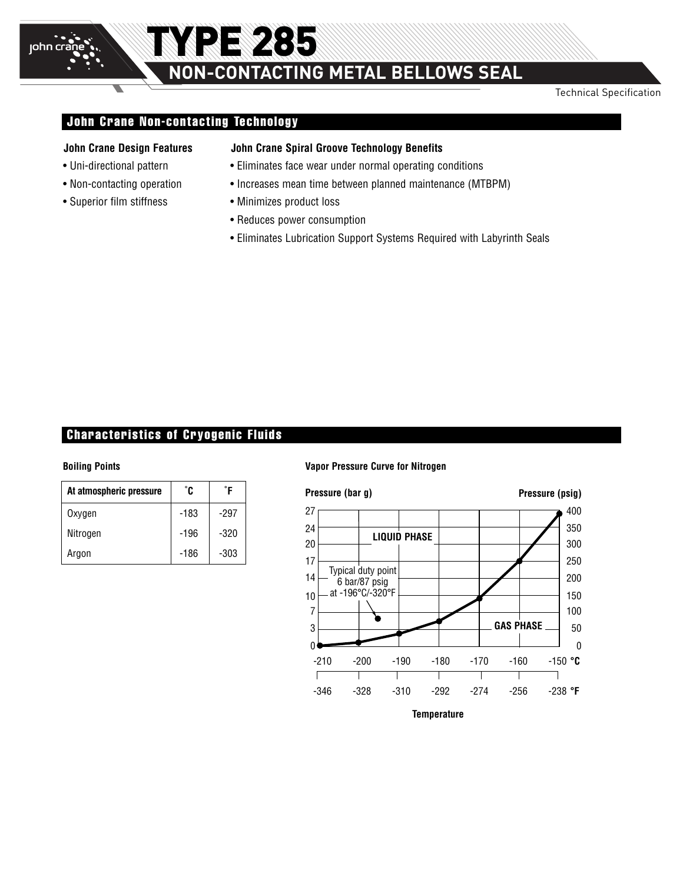# TYPE 285

## NON-CONTACTING METAL BELLOWS SEAL

Technical Specification

## John Crane Non-contacting Technology

**John Crane Design Features**

- Uni-directional pattern
- Non-contacting operation
- Superior film stiffness

**John Crane Spiral Groove Technology Benefits**

- Eliminates face wear under normal operating conditions
- Increases mean time between planned maintenance (MTBPM)
- Minimizes product loss
- Reduces power consumption
- Eliminates Lubrication Support Systems Required with Labyrinth Seals

## Characteristics of Cryogenic Fluids

**Boiling Points**

| At atmospheric pressure | °C | °F |
|---|---|---|
| Oxygen | -183 | -297 |
| Nitrogen | -196 | -320 |
| Argon | -186 | -303 |

**Vapor Pressure Curve for Nitrogen**

Pressure (bar g) | Pressure (psig)

LIQUID PHASE

Typical duty point 6 bar/87 psig at -196°C/-320°F

GAS PHASE

Temperature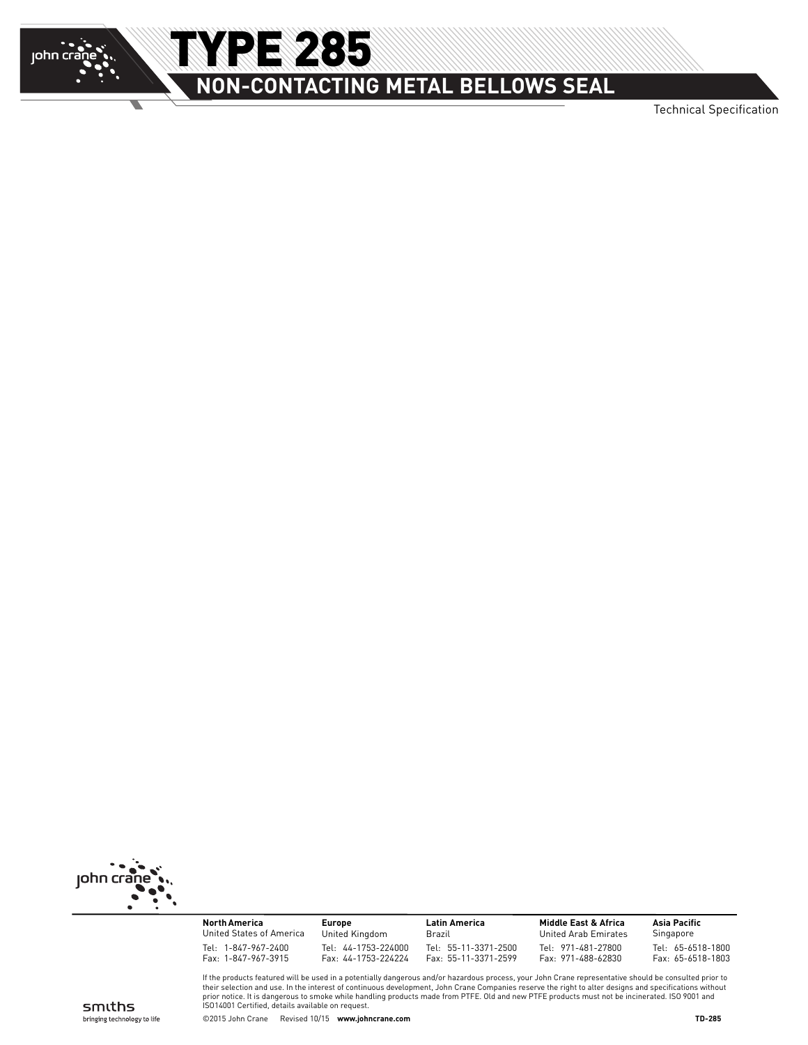| North America | Europe | Latin America | Middle East & Africa | Asia Pacific |
|---|---|---|---|---|
| United States of America | United Kingdom | Brazil | United Arab Emirates | Singapore |
| Tel: 1-847-967-2400 | Tel: 44-1753-224000 | Tel: 55-11-3371-2500 | Tel: 971-481-27800 | Tel: 65-6518-1800 |
| Fax: 1-847-967-3915 | Fax: 44-1753-224224 | Fax: 55-11-3371-2599 | Fax: 971-488-62830 | Fax: 65-6518-1803 |

If the products featured will be used in a potentially dangerous and/or hazardous process, your John Crane representative should be consulted prior to their selection and use. In the interest of continuous development, John Crane Companies reserve the right to alter designs and specifications without prior notice. It is dangerous to smoke while handling products made from PTFE. Old and new PTFE products must not be incinerated. ISO 9001 and ISO14001 Certified, details available on request.

©2015 John Crane Revised 10/15 **www.johncrane.com** **TD-285**

smiths
bringing technology to life